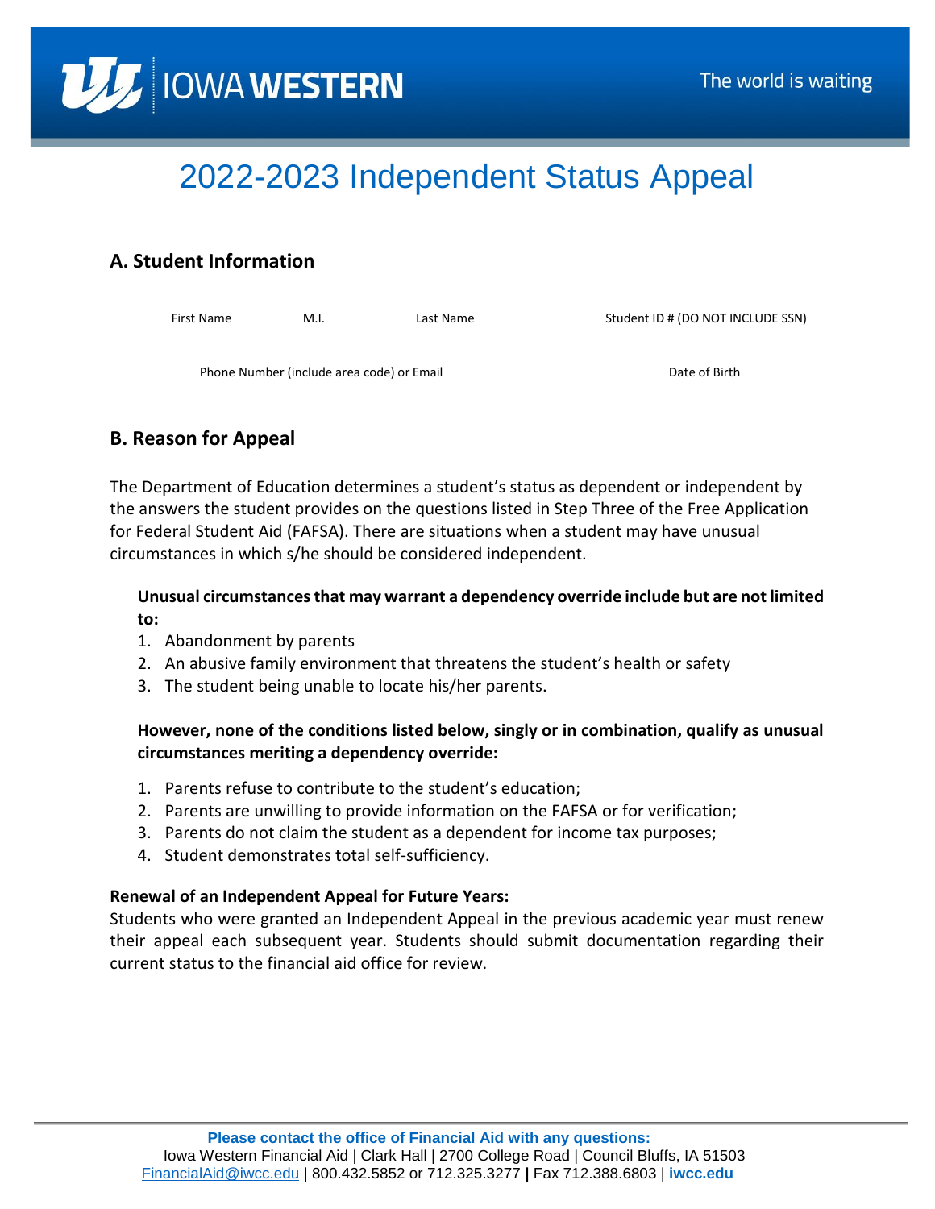IOWA WESTERN

The world is waiting

# 2022-2023 Independent Status Appeal

## A. Student Information

First Name M.I. Last Name

Student ID # (DO NOT INCLUDE SSN)

Phone Number (include area code) or Email

Date of Birth

## B. Reason for Appeal

The Department of Education determines a student's status as dependent or independent by the answers the student provides on the questions listed in Step Three of the Free Application for Federal Student Aid (FAFSA). There are situations when a student may have unusual circumstances in which s/he should be considered independent.

**Unusual circumstances that may warrant a dependency override include but are not limited to:**

1. Abandonment by parents
2. An abusive family environment that threatens the student's health or safety
3. The student being unable to locate his/her parents.

**However, none of the conditions listed below, singly or in combination, qualify as unusual circumstances meriting a dependency override:**

1. Parents refuse to contribute to the student's education;
2. Parents are unwilling to provide information on the FAFSA or for verification;
3. Parents do not claim the student as a dependent for income tax purposes;
4. Student demonstrates total self-sufficiency.

**Renewal of an Independent Appeal for Future Years:**

Students who were granted an Independent Appeal in the previous academic year must renew their appeal each subsequent year. Students should submit documentation regarding their current status to the financial aid office for review.

**Please contact the office of Financial Aid with any questions:**

Iowa Western Financial Aid | Clark Hall | 2700 College Road | Council Bluffs, IA 51503

FinancialAid@iwcc.edu | 800.432.5852 or 712.325.3277 | Fax 712.388.6803 | **iwcc.edu**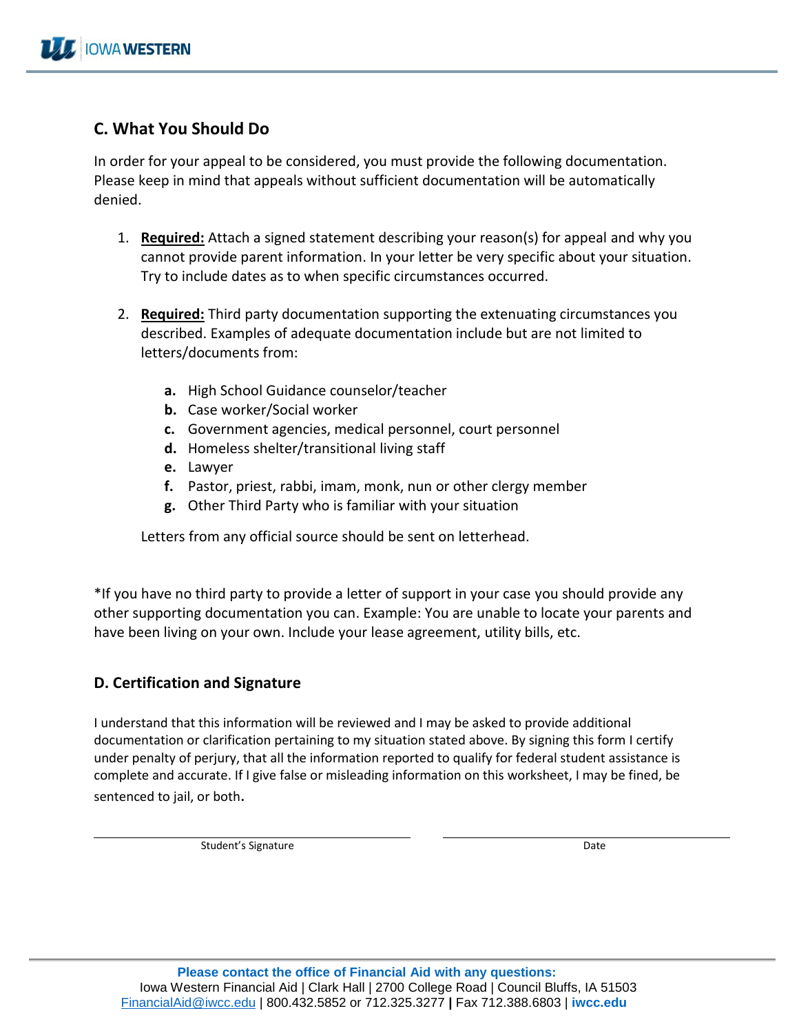## C. What You Should Do

In order for your appeal to be considered, you must provide the following documentation. Please keep in mind that appeals without sufficient documentation will be automatically denied.

1. **Required:** Attach a signed statement describing your reason(s) for appeal and why you cannot provide parent information. In your letter be very specific about your situation. Try to include dates as to when specific circumstances occurred.

2. **Required:** Third party documentation supporting the extenuating circumstances you described. Examples of adequate documentation include but are not limited to letters/documents from:

   **a.** High School Guidance counselor/teacher
   **b.** Case worker/Social worker
   **c.** Government agencies, medical personnel, court personnel
   **d.** Homeless shelter/transitional living staff
   **e.** Lawyer
   **f.** Pastor, priest, rabbi, imam, monk, nun or other clergy member
   **g.** Other Third Party who is familiar with your situation

   Letters from any official source should be sent on letterhead.

*If you have no third party to provide a letter of support in your case you should provide any other supporting documentation you can. Example: You are unable to locate your parents and have been living on your own. Include your lease agreement, utility bills, etc.

## D. Certification and Signature

I understand that this information will be reviewed and I may be asked to provide additional documentation or clarification pertaining to my situation stated above. By signing this form I certify under penalty of perjury, that all the information reported to qualify for federal student assistance is complete and accurate. If I give false or misleading information on this worksheet, I may be fined, be sentenced to jail, or both.

_______________________________ _______________________________
Student's Signature Date

**Please contact the office of Financial Aid with any questions:**
Iowa Western Financial Aid | Clark Hall | 2700 College Road | Council Bluffs, IA 51503
FinancialAid@iwcc.edu | 800.432.5852 or 712.325.3277 | Fax 712.388.6803 | **iwcc.edu**